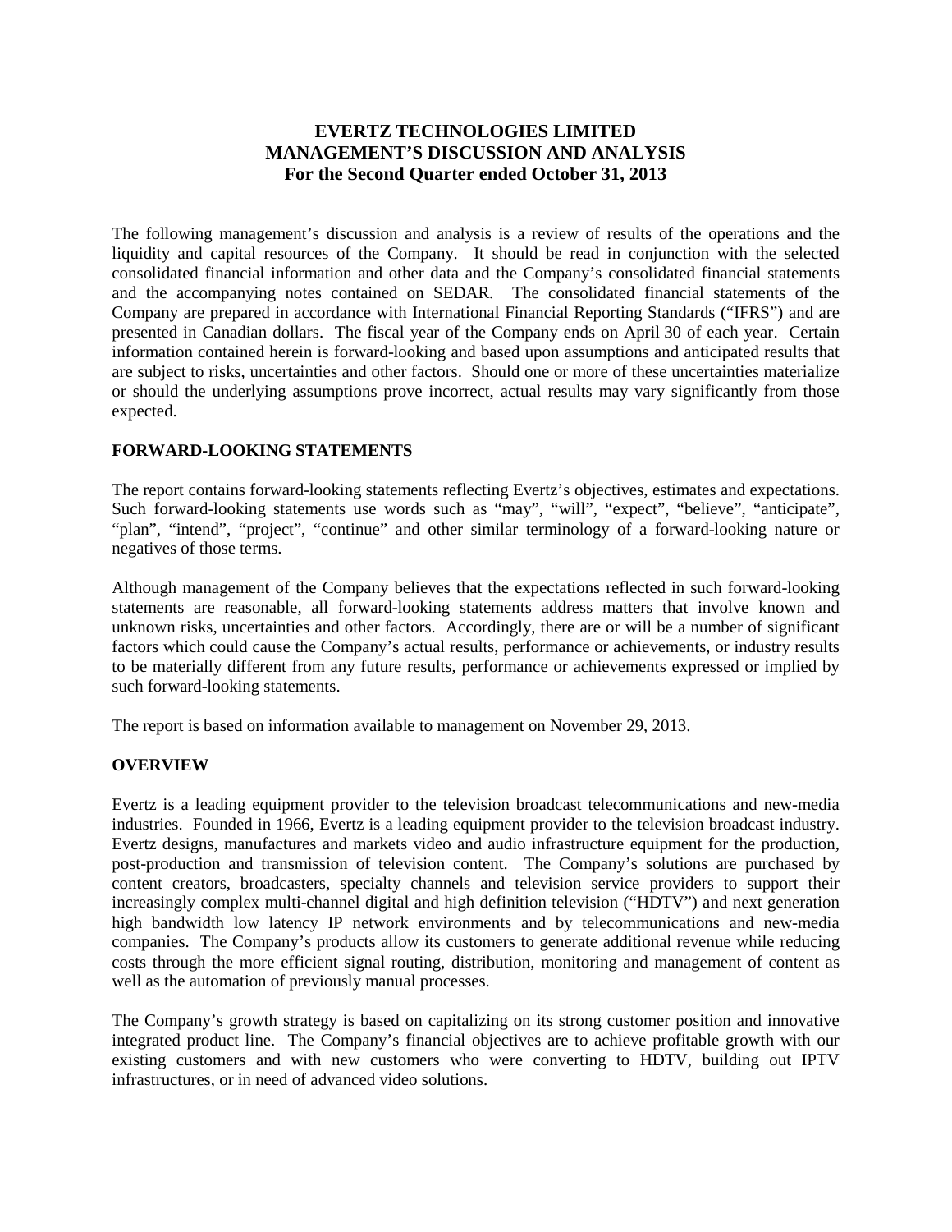# EVERTZ TECHNOLOGIES LIMITED
# MANAGEMENT'S DISCUSSION AND ANALYSIS
## For the Second Quarter ended October 31, 2013

The following management's discussion and analysis is a review of results of the operations and the liquidity and capital resources of the Company. It should be read in conjunction with the selected consolidated financial information and other data and the Company's consolidated financial statements and the accompanying notes contained on SEDAR. The consolidated financial statements of the Company are prepared in accordance with International Financial Reporting Standards ("IFRS") and are presented in Canadian dollars. The fiscal year of the Company ends on April 30 of each year. Certain information contained herein is forward-looking and based upon assumptions and anticipated results that are subject to risks, uncertainties and other factors. Should one or more of these uncertainties materialize or should the underlying assumptions prove incorrect, actual results may vary significantly from those expected.

## FORWARD-LOOKING STATEMENTS

The report contains forward-looking statements reflecting Evertz's objectives, estimates and expectations. Such forward-looking statements use words such as "may", "will", "expect", "believe", "anticipate", "plan", "intend", "project", "continue" and other similar terminology of a forward-looking nature or negatives of those terms.

Although management of the Company believes that the expectations reflected in such forward-looking statements are reasonable, all forward-looking statements address matters that involve known and unknown risks, uncertainties and other factors. Accordingly, there are or will be a number of significant factors which could cause the Company's actual results, performance or achievements, or industry results to be materially different from any future results, performance or achievements expressed or implied by such forward-looking statements.

The report is based on information available to management on November 29, 2013.

## OVERVIEW

Evertz is a leading equipment provider to the television broadcast telecommunications and new-media industries. Founded in 1966, Evertz is a leading equipment provider to the television broadcast industry. Evertz designs, manufactures and markets video and audio infrastructure equipment for the production, post-production and transmission of television content. The Company's solutions are purchased by content creators, broadcasters, specialty channels and television service providers to support their increasingly complex multi-channel digital and high definition television ("HDTV") and next generation high bandwidth low latency IP network environments and by telecommunications and new-media companies. The Company's products allow its customers to generate additional revenue while reducing costs through the more efficient signal routing, distribution, monitoring and management of content as well as the automation of previously manual processes.

The Company's growth strategy is based on capitalizing on its strong customer position and innovative integrated product line. The Company's financial objectives are to achieve profitable growth with our existing customers and with new customers who were converting to HDTV, building out IPTV infrastructures, or in need of advanced video solutions.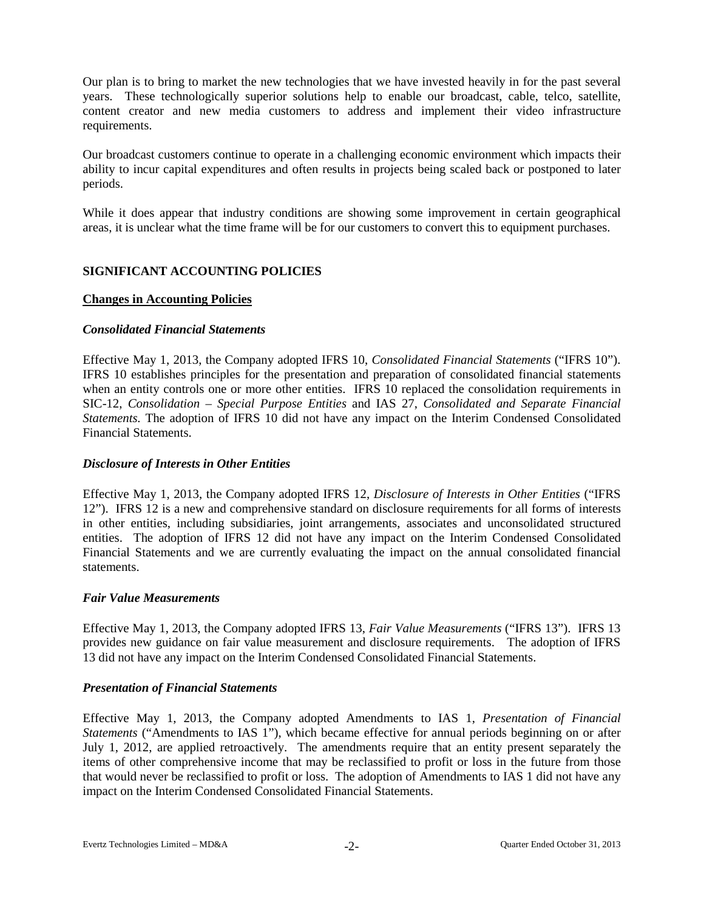Our plan is to bring to market the new technologies that we have invested heavily in for the past several years. These technologically superior solutions help to enable our broadcast, cable, telco, satellite, content creator and new media customers to address and implement their video infrastructure requirements.

Our broadcast customers continue to operate in a challenging economic environment which impacts their ability to incur capital expenditures and often results in projects being scaled back or postponed to later periods.

While it does appear that industry conditions are showing some improvement in certain geographical areas, it is unclear what the time frame will be for our customers to convert this to equipment purchases.

## SIGNIFICANT ACCOUNTING POLICIES

### Changes in Accounting Policies

#### *Consolidated Financial Statements*

Effective May 1, 2013, the Company adopted IFRS 10, *Consolidated Financial Statements* ("IFRS 10"). IFRS 10 establishes principles for the presentation and preparation of consolidated financial statements when an entity controls one or more other entities. IFRS 10 replaced the consolidation requirements in SIC-12, *Consolidation – Special Purpose Entities* and IAS 27, *Consolidated and Separate Financial Statements.* The adoption of IFRS 10 did not have any impact on the Interim Condensed Consolidated Financial Statements.

#### *Disclosure of Interests in Other Entities*

Effective May 1, 2013, the Company adopted IFRS 12, *Disclosure of Interests in Other Entities* ("IFRS 12"). IFRS 12 is a new and comprehensive standard on disclosure requirements for all forms of interests in other entities, including subsidiaries, joint arrangements, associates and unconsolidated structured entities. The adoption of IFRS 12 did not have any impact on the Interim Condensed Consolidated Financial Statements and we are currently evaluating the impact on the annual consolidated financial statements.

#### *Fair Value Measurements*

Effective May 1, 2013, the Company adopted IFRS 13, *Fair Value Measurements* ("IFRS 13"). IFRS 13 provides new guidance on fair value measurement and disclosure requirements. The adoption of IFRS 13 did not have any impact on the Interim Condensed Consolidated Financial Statements.

#### *Presentation of Financial Statements*

Effective May 1, 2013, the Company adopted Amendments to IAS 1, *Presentation of Financial Statements* ("Amendments to IAS 1"), which became effective for annual periods beginning on or after July 1, 2012, are applied retroactively. The amendments require that an entity present separately the items of other comprehensive income that may be reclassified to profit or loss in the future from those that would never be reclassified to profit or loss. The adoption of Amendments to IAS 1 did not have any impact on the Interim Condensed Consolidated Financial Statements.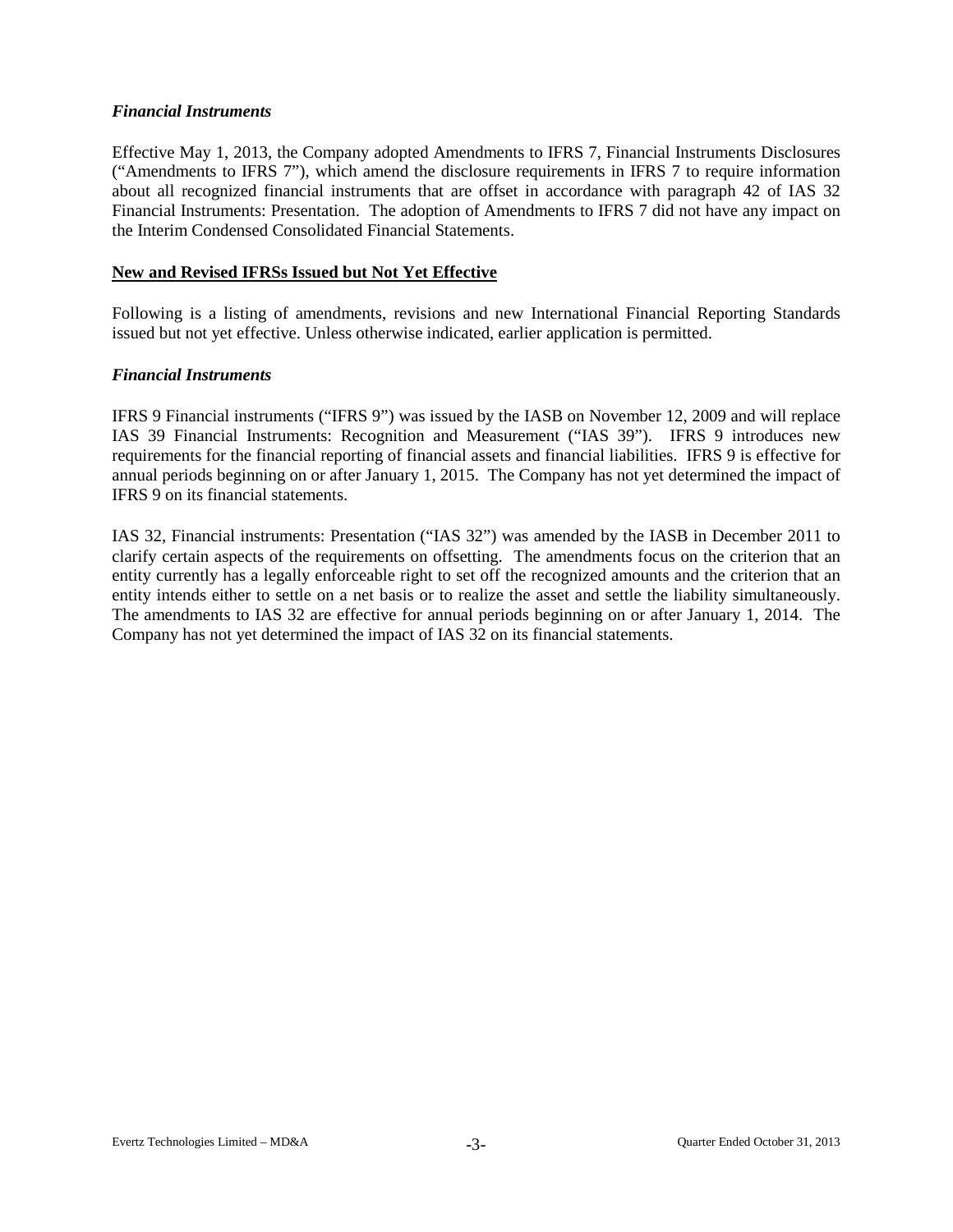### *Financial Instruments*

Effective May 1, 2013, the Company adopted Amendments to IFRS 7, Financial Instruments Disclosures ("Amendments to IFRS 7"), which amend the disclosure requirements in IFRS 7 to require information about all recognized financial instruments that are offset in accordance with paragraph 42 of IAS 32 Financial Instruments: Presentation. The adoption of Amendments to IFRS 7 did not have any impact on the Interim Condensed Consolidated Financial Statements.

## **New and Revised IFRSs Issued but Not Yet Effective**

Following is a listing of amendments, revisions and new International Financial Reporting Standards issued but not yet effective. Unless otherwise indicated, earlier application is permitted.

### *Financial Instruments*

IFRS 9 Financial instruments ("IFRS 9") was issued by the IASB on November 12, 2009 and will replace IAS 39 Financial Instruments: Recognition and Measurement ("IAS 39"). IFRS 9 introduces new requirements for the financial reporting of financial assets and financial liabilities. IFRS 9 is effective for annual periods beginning on or after January 1, 2015. The Company has not yet determined the impact of IFRS 9 on its financial statements.

IAS 32, Financial instruments: Presentation ("IAS 32") was amended by the IASB in December 2011 to clarify certain aspects of the requirements on offsetting. The amendments focus on the criterion that an entity currently has a legally enforceable right to set off the recognized amounts and the criterion that an entity intends either to settle on a net basis or to realize the asset and settle the liability simultaneously. The amendments to IAS 32 are effective for annual periods beginning on or after January 1, 2014. The Company has not yet determined the impact of IAS 32 on its financial statements.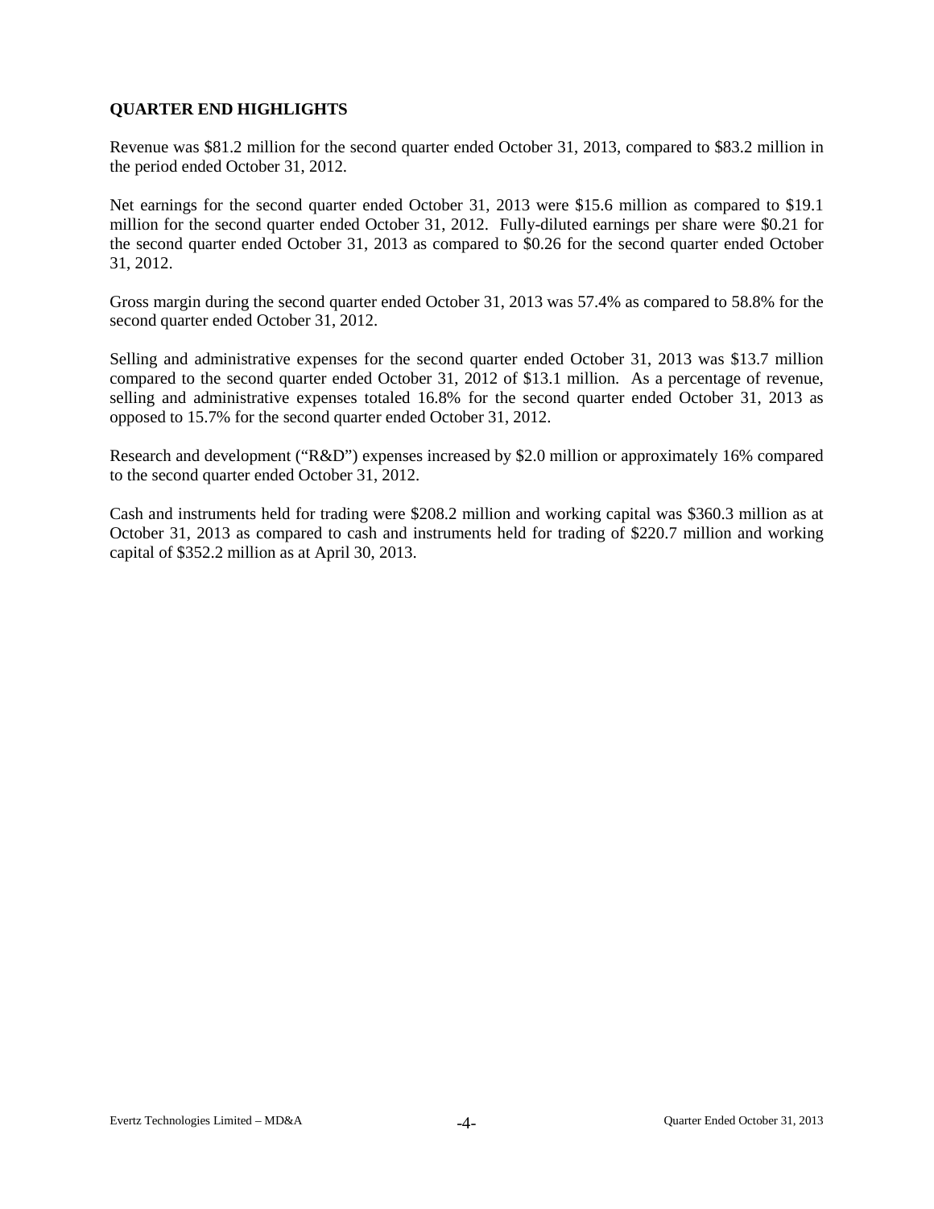## QUARTER END HIGHLIGHTS

Revenue was $81.2 million for the second quarter ended October 31, 2013, compared to $83.2 million in the period ended October 31, 2012.

Net earnings for the second quarter ended October 31, 2013 were $15.6 million as compared to $19.1 million for the second quarter ended October 31, 2012. Fully-diluted earnings per share were $0.21 for the second quarter ended October 31, 2013 as compared to $0.26 for the second quarter ended October 31, 2012.

Gross margin during the second quarter ended October 31, 2013 was 57.4% as compared to 58.8% for the second quarter ended October 31, 2012.

Selling and administrative expenses for the second quarter ended October 31, 2013 was $13.7 million compared to the second quarter ended October 31, 2012 of $13.1 million. As a percentage of revenue, selling and administrative expenses totaled 16.8% for the second quarter ended October 31, 2013 as opposed to 15.7% for the second quarter ended October 31, 2012.

Research and development ("R&D") expenses increased by $2.0 million or approximately 16% compared to the second quarter ended October 31, 2012.

Cash and instruments held for trading were $208.2 million and working capital was $360.3 million as at October 31, 2013 as compared to cash and instruments held for trading of $220.7 million and working capital of $352.2 million as at April 30, 2013.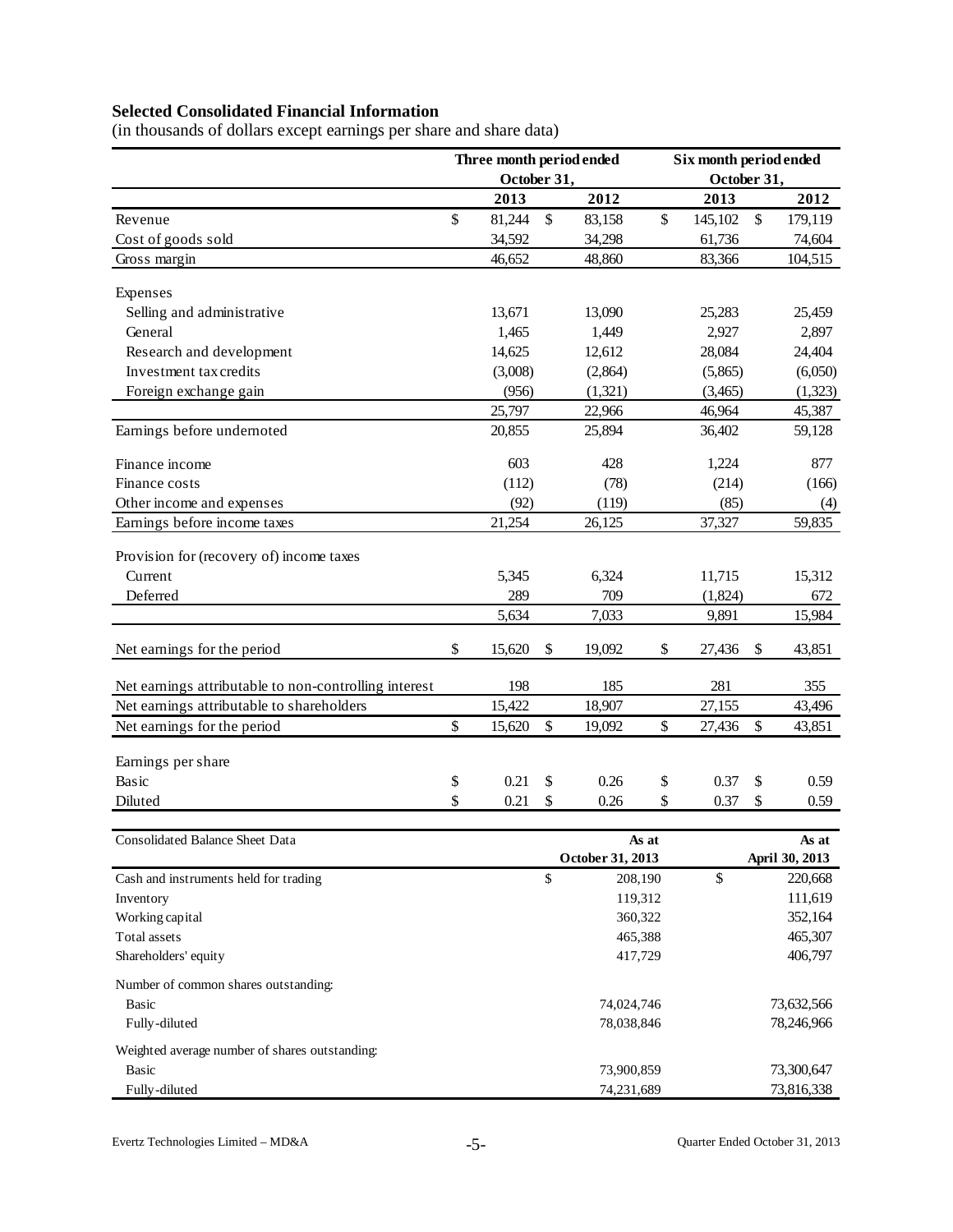## Selected Consolidated Financial Information

(in thousands of dollars except earnings per share and share data)

| | Three month period ended October 31, | | Six month period ended October 31, | |
|---|---|---|---|---|
| | 2013 | 2012 | 2013 | 2012 |
| Revenue | $ 81,244 | $ 83,158 | $ 145,102 | $ 179,119 |
| Cost of goods sold | 34,592 | 34,298 | 61,736 | 74,604 |
| Gross margin | 46,652 | 48,860 | 83,366 | 104,515 |
| Expenses | | | | |
| Selling and administrative | 13,671 | 13,090 | 25,283 | 25,459 |
| General | 1,465 | 1,449 | 2,927 | 2,897 |
| Research and development | 14,625 | 12,612 | 28,084 | 24,404 |
| Investment tax credits | (3,008) | (2,864) | (5,865) | (6,050) |
| Foreign exchange gain | (956) | (1,321) | (3,465) | (1,323) |
| | 25,797 | 22,966 | 46,964 | 45,387 |
| Earnings before undernoted | 20,855 | 25,894 | 36,402 | 59,128 |
| Finance income | 603 | 428 | 1,224 | 877 |
| Finance costs | (112) | (78) | (214) | (166) |
| Other income and expenses | (92) | (119) | (85) | (4) |
| Earnings before income taxes | 21,254 | 26,125 | 37,327 | 59,835 |
| Provision for (recovery of) income taxes | | | | |
| Current | 5,345 | 6,324 | 11,715 | 15,312 |
| Deferred | 289 | 709 | (1,824) | 672 |
| | 5,634 | 7,033 | 9,891 | 15,984 |
| Net earnings for the period | $ 15,620 | $ 19,092 | $ 27,436 | $ 43,851 |
| Net earnings attributable to non-controlling interest | 198 | 185 | 281 | 355 |
| Net earnings attributable to shareholders | 15,422 | 18,907 | 27,155 | 43,496 |
| Net earnings for the period | $ 15,620 | $ 19,092 | $ 27,436 | $ 43,851 |
| Earnings per share | | | | |
| Basic | $ 0.21 | $ 0.26 | $ 0.37 | $ 0.59 |
| Diluted | $ 0.21 | $ 0.26 | $ 0.37 | $ 0.59 |

| Consolidated Balance Sheet Data | As at October 31, 2013 | As at April 30, 2013 |
|---|---|---|
| Cash and instruments held for trading | $ 208,190 | $ 220,668 |
| Inventory | 119,312 | 111,619 |
| Working capital | 360,322 | 352,164 |
| Total assets | 465,388 | 465,307 |
| Shareholders' equity | 417,729 | 406,797 |
| Number of common shares outstanding: | | |
| Basic | 74,024,746 | 73,632,566 |
| Fully-diluted | 78,038,846 | 78,246,966 |
| Weighted average number of shares outstanding: | | |
| Basic | 73,900,859 | 73,300,647 |
| Fully-diluted | 74,231,689 | 73,816,338 |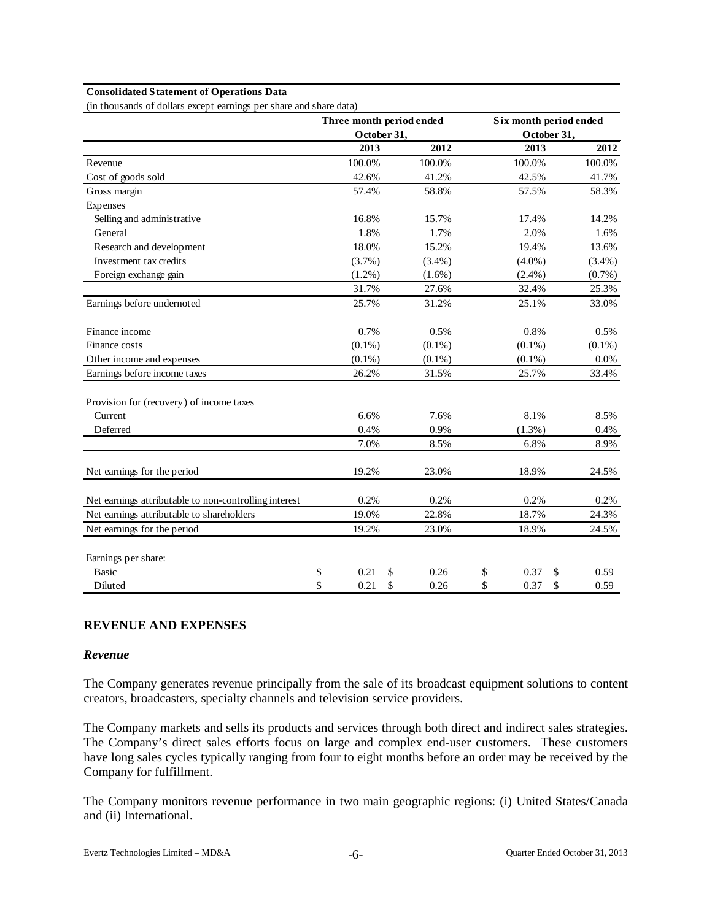**Consolidated Statement of Operations Data**
(in thousands of dollars except earnings per share and share data)

| | Three month period ended October 31, | | Six month period ended October 31, | |
|---|---|---|---|---|
| | 2013 | 2012 | 2013 | 2012 |
| Revenue | 100.0% | 100.0% | 100.0% | 100.0% |
| Cost of goods sold | 42.6% | 41.2% | 42.5% | 41.7% |
| Gross margin | 57.4% | 58.8% | 57.5% | 58.3% |
| Expenses | | | | |
| Selling and administrative | 16.8% | 15.7% | 17.4% | 14.2% |
| General | 1.8% | 1.7% | 2.0% | 1.6% |
| Research and development | 18.0% | 15.2% | 19.4% | 13.6% |
| Investment tax credits | (3.7%) | (3.4%) | (4.0%) | (3.4%) |
| Foreign exchange gain | (1.2%) | (1.6%) | (2.4%) | (0.7%) |
| | 31.7% | 27.6% | 32.4% | 25.3% |
| Earnings before undernoted | 25.7% | 31.2% | 25.1% | 33.0% |
| Finance income | 0.7% | 0.5% | 0.8% | 0.5% |
| Finance costs | (0.1%) | (0.1%) | (0.1%) | (0.1%) |
| Other income and expenses | (0.1%) | (0.1%) | (0.1%) | 0.0% |
| Earnings before income taxes | 26.2% | 31.5% | 25.7% | 33.4% |
| Provision for (recovery) of income taxes | | | | |
| Current | 6.6% | 7.6% | 8.1% | 8.5% |
| Deferred | 0.4% | 0.9% | (1.3%) | 0.4% |
| | 7.0% | 8.5% | 6.8% | 8.9% |
| Net earnings for the period | 19.2% | 23.0% | 18.9% | 24.5% |
| Net earnings attributable to non-controlling interest | 0.2% | 0.2% | 0.2% | 0.2% |
| Net earnings attributable to shareholders | 19.0% | 22.8% | 18.7% | 24.3% |
| Net earnings for the period | 19.2% | 23.0% | 18.9% | 24.5% |
| Earnings per share: | | | | |
| Basic | $ 0.21 | $ 0.26 | $ 0.37 | $ 0.59 |
| Diluted | $ 0.21 | $ 0.26 | $ 0.37 | $ 0.59 |

## REVENUE AND EXPENSES

### *Revenue*

The Company generates revenue principally from the sale of its broadcast equipment solutions to content creators, broadcasters, specialty channels and television service providers.

The Company markets and sells its products and services through both direct and indirect sales strategies. The Company's direct sales efforts focus on large and complex end-user customers. These customers have long sales cycles typically ranging from four to eight months before an order may be received by the Company for fulfillment.

The Company monitors revenue performance in two main geographic regions: (i) United States/Canada and (ii) International.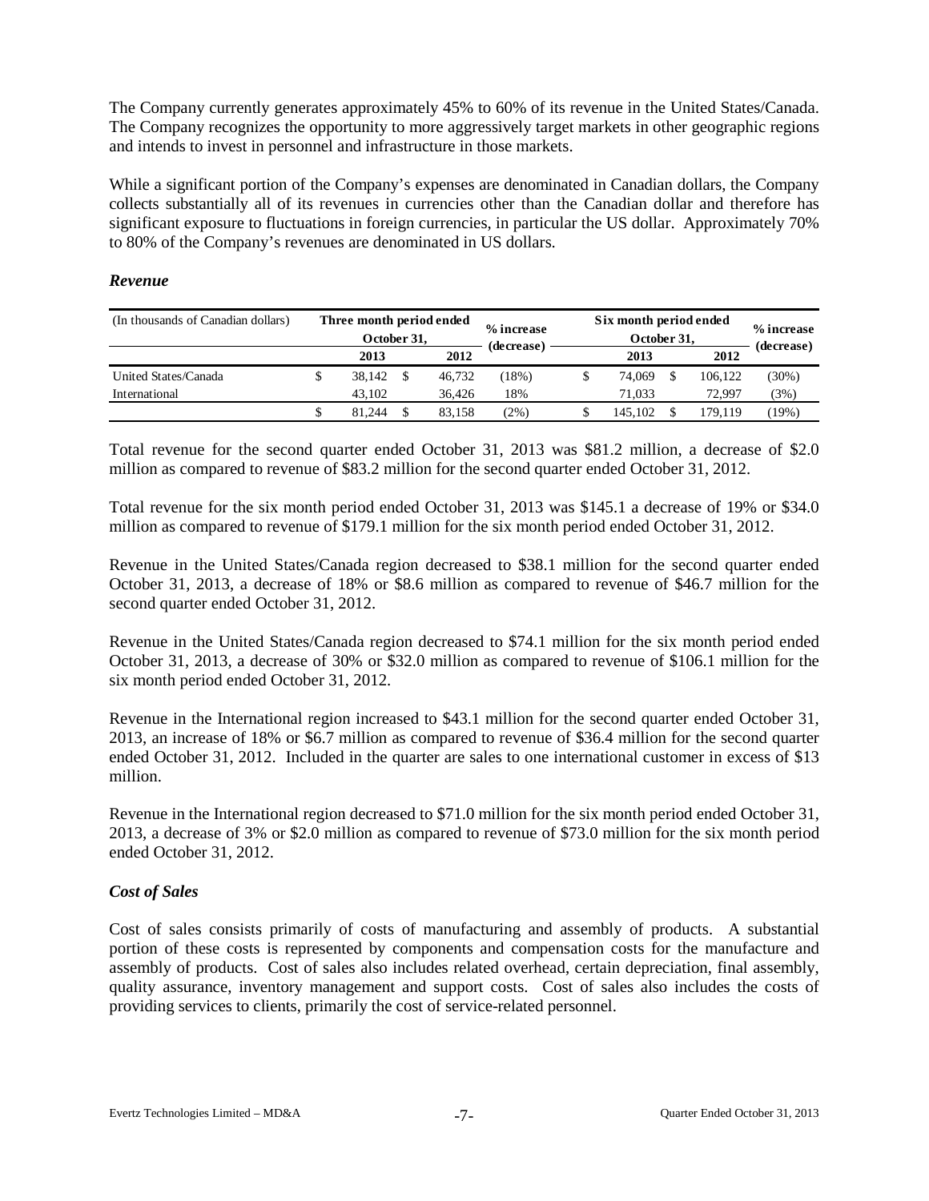The Company currently generates approximately 45% to 60% of its revenue in the United States/Canada. The Company recognizes the opportunity to more aggressively target markets in other geographic regions and intends to invest in personnel and infrastructure in those markets.

While a significant portion of the Company's expenses are denominated in Canadian dollars, the Company collects substantially all of its revenues in currencies other than the Canadian dollar and therefore has significant exposure to fluctuations in foreign currencies, in particular the US dollar. Approximately 70% to 80% of the Company's revenues are denominated in US dollars.

### *Revenue*

| (In thousands of Canadian dollars) | Three month period ended October 31, | | % increase (decrease) | Six month period ended October 31, | | % increase (decrease) |
|---|---|---|---|---|---|---|
| | 2013 | 2012 | | 2013 | 2012 | |
| United States/Canada | $ 38,142 | $ 46,732 | (18%) | $ 74,069 | $ 106,122 | (30%) |
| International | 43,102 | 36,426 | 18% | 71,033 | 72,997 | (3%) |
| | $ 81,244 | $ 83,158 | (2%) | $ 145,102 | $ 179,119 | (19%) |

Total revenue for the second quarter ended October 31, 2013 was $81.2 million, a decrease of $2.0 million as compared to revenue of $83.2 million for the second quarter ended October 31, 2012.

Total revenue for the six month period ended October 31, 2013 was $145.1 a decrease of 19% or $34.0 million as compared to revenue of $179.1 million for the six month period ended October 31, 2012.

Revenue in the United States/Canada region decreased to $38.1 million for the second quarter ended October 31, 2013, a decrease of 18% or $8.6 million as compared to revenue of $46.7 million for the second quarter ended October 31, 2012.

Revenue in the United States/Canada region decreased to $74.1 million for the six month period ended October 31, 2013, a decrease of 30% or $32.0 million as compared to revenue of $106.1 million for the six month period ended October 31, 2012.

Revenue in the International region increased to $43.1 million for the second quarter ended October 31, 2013, an increase of 18% or $6.7 million as compared to revenue of $36.4 million for the second quarter ended October 31, 2012. Included in the quarter are sales to one international customer in excess of $13 million.

Revenue in the International region decreased to $71.0 million for the six month period ended October 31, 2013, a decrease of 3% or $2.0 million as compared to revenue of $73.0 million for the six month period ended October 31, 2012.

### *Cost of Sales*

Cost of sales consists primarily of costs of manufacturing and assembly of products. A substantial portion of these costs is represented by components and compensation costs for the manufacture and assembly of products. Cost of sales also includes related overhead, certain depreciation, final assembly, quality assurance, inventory management and support costs. Cost of sales also includes the costs of providing services to clients, primarily the cost of service-related personnel.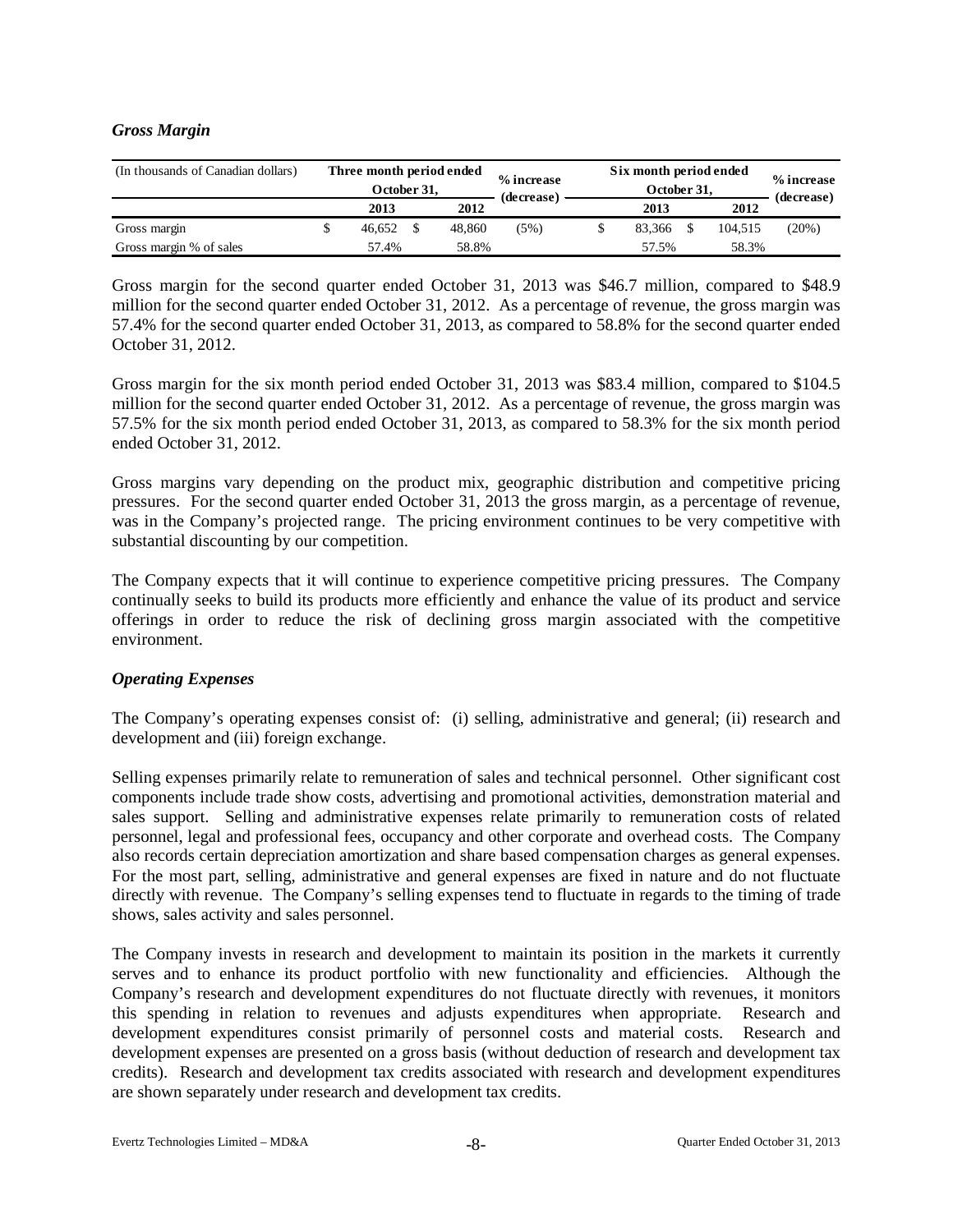### *Gross Margin*

| (In thousands of Canadian dollars) | Three month period ended October 31, | | % increase (decrease) | Six month period ended October 31, | | % increase (decrease) |
|---|---|---|---|---|---|---|
| | 2013 | 2012 | | 2013 | 2012 | |
| Gross margin | $ 46,652 | $ 48,860 | (5%) | $ 83,366 | $ 104,515 | (20%) |
| Gross margin % of sales | 57.4% | 58.8% | | 57.5% | 58.3% | |

Gross margin for the second quarter ended October 31, 2013 was $46.7 million, compared to $48.9 million for the second quarter ended October 31, 2012. As a percentage of revenue, the gross margin was 57.4% for the second quarter ended October 31, 2013, as compared to 58.8% for the second quarter ended October 31, 2012.

Gross margin for the six month period ended October 31, 2013 was $83.4 million, compared to $104.5 million for the second quarter ended October 31, 2012. As a percentage of revenue, the gross margin was 57.5% for the six month period ended October 31, 2013, as compared to 58.3% for the six month period ended October 31, 2012.

Gross margins vary depending on the product mix, geographic distribution and competitive pricing pressures. For the second quarter ended October 31, 2013 the gross margin, as a percentage of revenue, was in the Company's projected range. The pricing environment continues to be very competitive with substantial discounting by our competition.

The Company expects that it will continue to experience competitive pricing pressures. The Company continually seeks to build its products more efficiently and enhance the value of its product and service offerings in order to reduce the risk of declining gross margin associated with the competitive environment.

### *Operating Expenses*

The Company's operating expenses consist of: (i) selling, administrative and general; (ii) research and development and (iii) foreign exchange.

Selling expenses primarily relate to remuneration of sales and technical personnel. Other significant cost components include trade show costs, advertising and promotional activities, demonstration material and sales support. Selling and administrative expenses relate primarily to remuneration costs of related personnel, legal and professional fees, occupancy and other corporate and overhead costs. The Company also records certain depreciation amortization and share based compensation charges as general expenses. For the most part, selling, administrative and general expenses are fixed in nature and do not fluctuate directly with revenue. The Company's selling expenses tend to fluctuate in regards to the timing of trade shows, sales activity and sales personnel.

The Company invests in research and development to maintain its position in the markets it currently serves and to enhance its product portfolio with new functionality and efficiencies. Although the Company's research and development expenditures do not fluctuate directly with revenues, it monitors this spending in relation to revenues and adjusts expenditures when appropriate. Research and development expenditures consist primarily of personnel costs and material costs. Research and development expenses are presented on a gross basis (without deduction of research and development tax credits). Research and development tax credits associated with research and development expenditures are shown separately under research and development tax credits.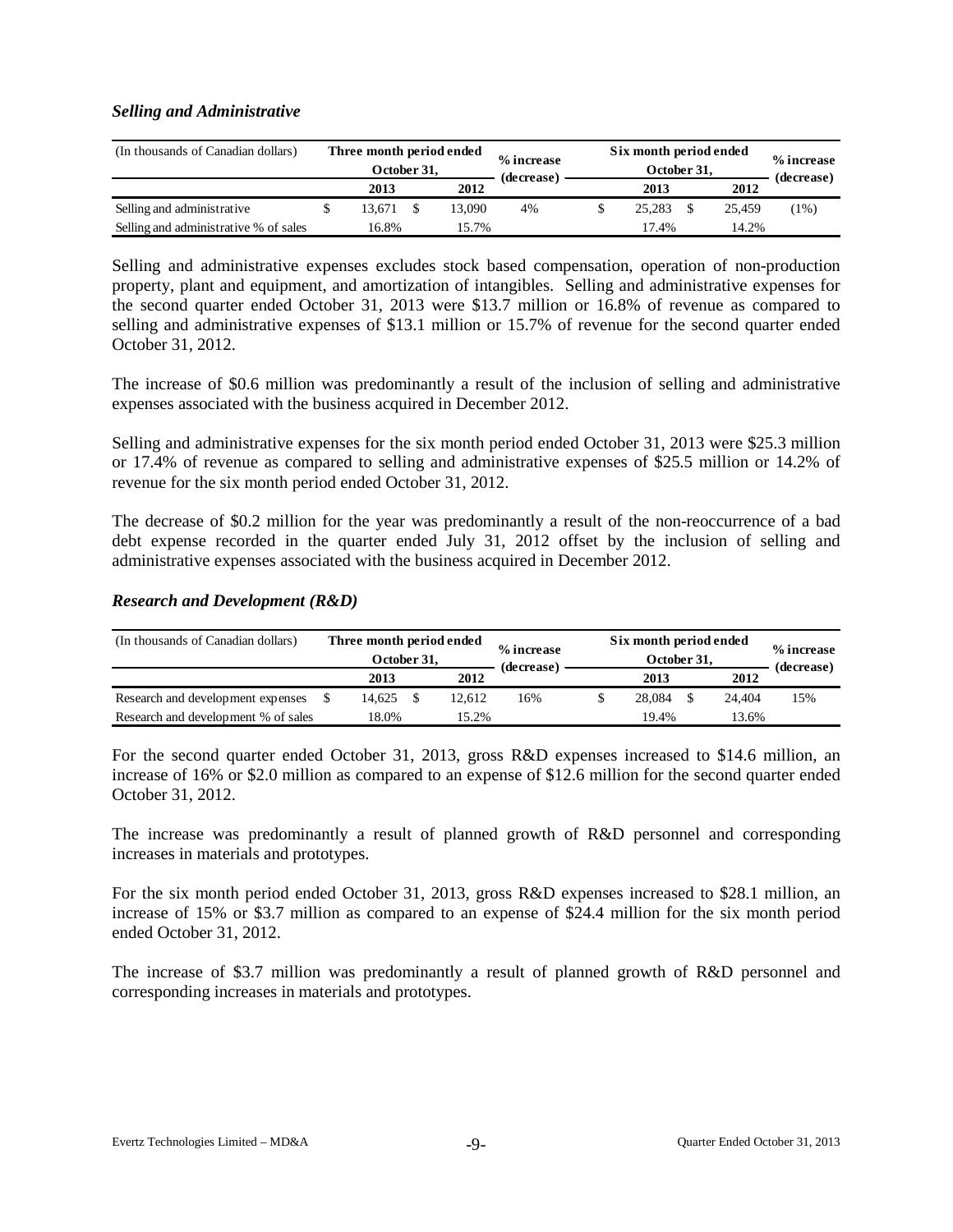### *Selling and Administrative*

| (In thousands of Canadian dollars) | Three month period ended October 31, | | % increase (decrease) | Six month period ended October 31, | | % increase (decrease) |
|---|---|---|---|---|---|---|
| | 2013 | 2012 | | 2013 | 2012 | |
| Selling and administrative | $ 13,671 | $ 13,090 | 4% | $ 25,283 | $ 25,459 | (1%) |
| Selling and administrative % of sales | 16.8% | 15.7% | | 17.4% | 14.2% | |

Selling and administrative expenses excludes stock based compensation, operation of non-production property, plant and equipment, and amortization of intangibles. Selling and administrative expenses for the second quarter ended October 31, 2013 were $13.7 million or 16.8% of revenue as compared to selling and administrative expenses of $13.1 million or 15.7% of revenue for the second quarter ended October 31, 2012.

The increase of $0.6 million was predominantly a result of the inclusion of selling and administrative expenses associated with the business acquired in December 2012.

Selling and administrative expenses for the six month period ended October 31, 2013 were $25.3 million or 17.4% of revenue as compared to selling and administrative expenses of $25.5 million or 14.2% of revenue for the six month period ended October 31, 2012.

The decrease of $0.2 million for the year was predominantly a result of the non-reoccurrence of a bad debt expense recorded in the quarter ended July 31, 2012 offset by the inclusion of selling and administrative expenses associated with the business acquired in December 2012.

### *Research and Development (R&D)*

| (In thousands of Canadian dollars) | Three month period ended October 31, | | % increase (decrease) | Six month period ended October 31, | | % increase (decrease) |
|---|---|---|---|---|---|---|
| | 2013 | 2012 | | 2013 | 2012 | |
| Research and development expenses | $ 14,625 | $ 12,612 | 16% | $ 28,084 | $ 24,404 | 15% |
| Research and development % of sales | 18.0% | 15.2% | | 19.4% | 13.6% | |

For the second quarter ended October 31, 2013, gross R&D expenses increased to $14.6 million, an increase of 16% or $2.0 million as compared to an expense of $12.6 million for the second quarter ended October 31, 2012.

The increase was predominantly a result of planned growth of R&D personnel and corresponding increases in materials and prototypes.

For the six month period ended October 31, 2013, gross R&D expenses increased to $28.1 million, an increase of 15% or $3.7 million as compared to an expense of $24.4 million for the six month period ended October 31, 2012.

The increase of $3.7 million was predominantly a result of planned growth of R&D personnel and corresponding increases in materials and prototypes.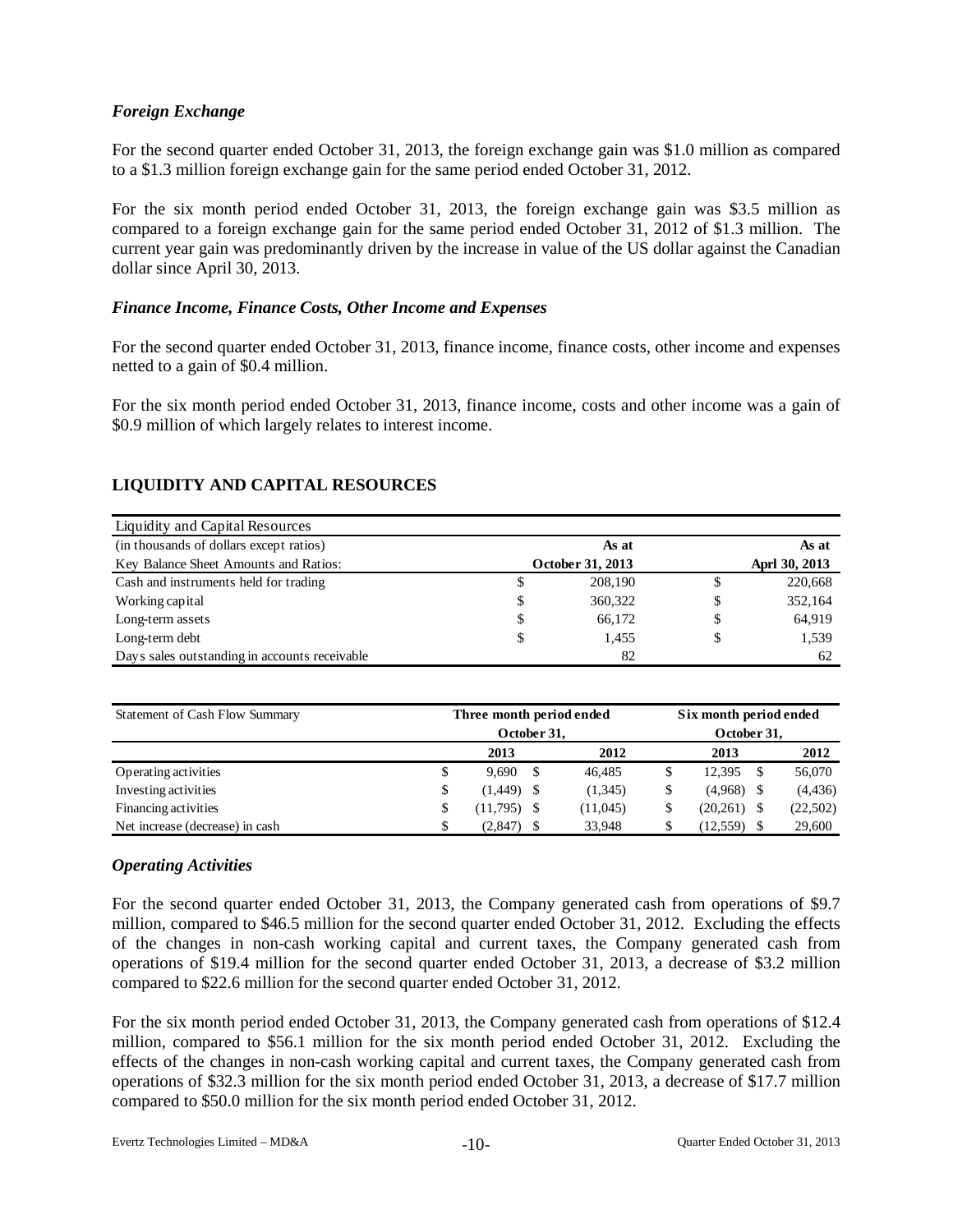### *Foreign Exchange*

For the second quarter ended October 31, 2013, the foreign exchange gain was $1.0 million as compared to a $1.3 million foreign exchange gain for the same period ended October 31, 2012.

For the six month period ended October 31, 2013, the foreign exchange gain was $3.5 million as compared to a foreign exchange gain for the same period ended October 31, 2012 of $1.3 million. The current year gain was predominantly driven by the increase in value of the US dollar against the Canadian dollar since April 30, 2013.

### *Finance Income, Finance Costs, Other Income and Expenses*

For the second quarter ended October 31, 2013, finance income, finance costs, other income and expenses netted to a gain of $0.4 million.

For the six month period ended October 31, 2013, finance income, costs and other income was a gain of $0.9 million of which largely relates to interest income.

## LIQUIDITY AND CAPITAL RESOURCES

| Liquidity and Capital Resources | | | | |
|---|---|---|---|---|
| (in thousands of dollars except ratios) | | As at | | As at |
| Key Balance Sheet Amounts and Ratios: | | October 31, 2013 | | Aprl 30, 2013 |
| Cash and instruments held for trading | $ | 208,190 | $ | 220,668 |
| Working capital | $ | 360,322 | $ | 352,164 |
| Long-term assets | $ | 66,172 | $ | 64,919 |
| Long-term debt | $ | 1,455 | $ | 1,539 |
| Days sales outstanding in accounts receivable | | 82 | | 62 |

| Statement of Cash Flow Summary | Three month period ended October 31, | | | | Six month period ended October 31, | | | |
|---|---|---|---|---|---|---|---|---|
| | | 2013 | | 2012 | | 2013 | | 2012 |
| Operating activities | $ | 9,690 | $ | 46,485 | $ | 12,395 | $ | 56,070 |
| Investing activities | $ | (1,449) | $ | (1,345) | $ | (4,968) | $ | (4,436) |
| Financing activities | $ | (11,795) | $ | (11,045) | $ | (20,261) | $ | (22,502) |
| Net increase (decrease) in cash | $ | (2,847) | $ | 33,948 | $ | (12,559) | $ | 29,600 |

### *Operating Activities*

For the second quarter ended October 31, 2013, the Company generated cash from operations of $9.7 million, compared to $46.5 million for the second quarter ended October 31, 2012. Excluding the effects of the changes in non-cash working capital and current taxes, the Company generated cash from operations of $19.4 million for the second quarter ended October 31, 2013, a decrease of $3.2 million compared to $22.6 million for the second quarter ended October 31, 2012.

For the six month period ended October 31, 2013, the Company generated cash from operations of $12.4 million, compared to $56.1 million for the six month period ended October 31, 2012. Excluding the effects of the changes in non-cash working capital and current taxes, the Company generated cash from operations of $32.3 million for the six month period ended October 31, 2013, a decrease of $17.7 million compared to $50.0 million for the six month period ended October 31, 2012.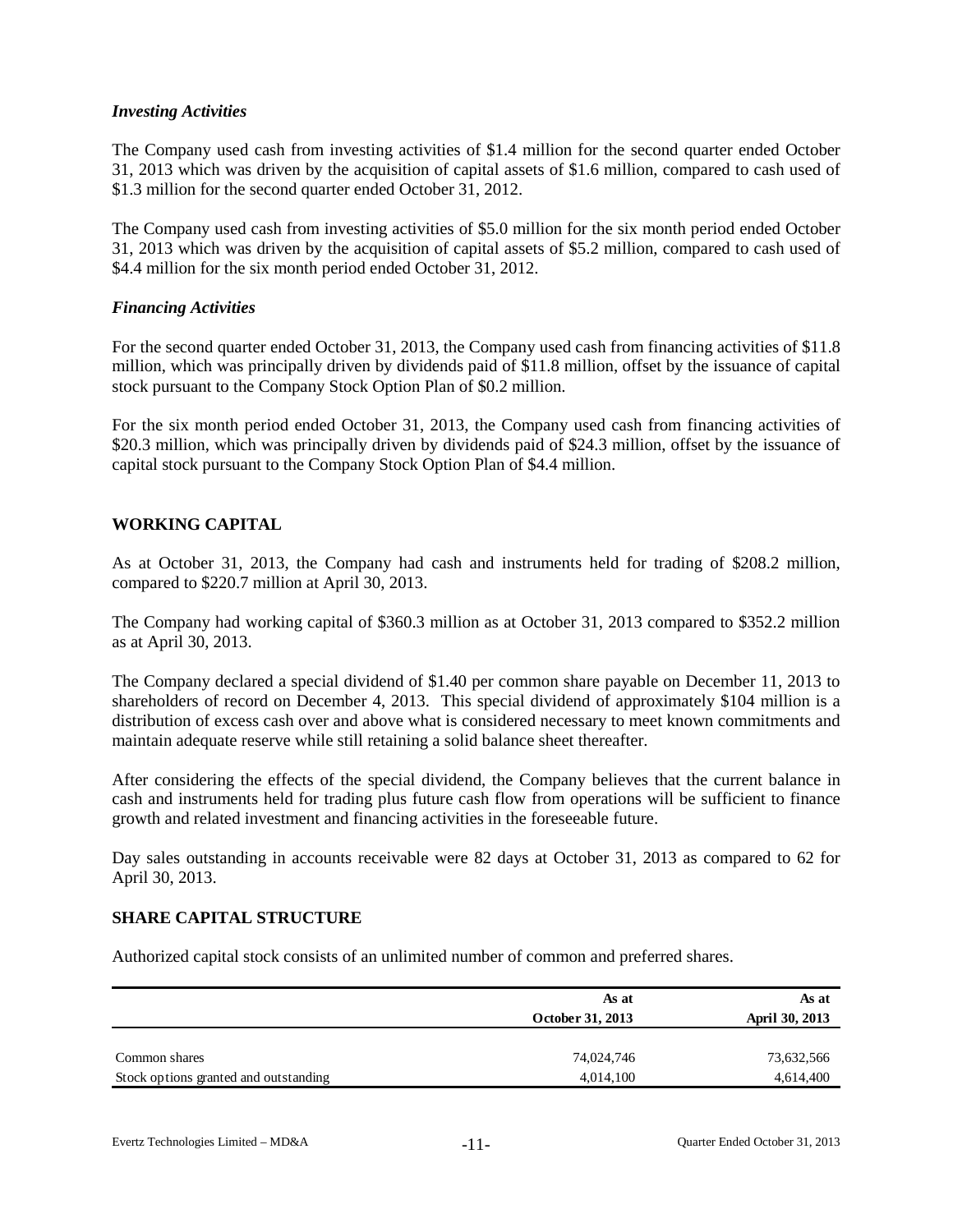### *Investing Activities*

The Company used cash from investing activities of $1.4 million for the second quarter ended October 31, 2013 which was driven by the acquisition of capital assets of $1.6 million, compared to cash used of $1.3 million for the second quarter ended October 31, 2012.

The Company used cash from investing activities of $5.0 million for the six month period ended October 31, 2013 which was driven by the acquisition of capital assets of $5.2 million, compared to cash used of $4.4 million for the six month period ended October 31, 2012.

### *Financing Activities*

For the second quarter ended October 31, 2013, the Company used cash from financing activities of $11.8 million, which was principally driven by dividends paid of $11.8 million, offset by the issuance of capital stock pursuant to the Company Stock Option Plan of $0.2 million.

For the six month period ended October 31, 2013, the Company used cash from financing activities of $20.3 million, which was principally driven by dividends paid of $24.3 million, offset by the issuance of capital stock pursuant to the Company Stock Option Plan of $4.4 million.

## WORKING CAPITAL

As at October 31, 2013, the Company had cash and instruments held for trading of $208.2 million, compared to $220.7 million at April 30, 2013.

The Company had working capital of $360.3 million as at October 31, 2013 compared to $352.2 million as at April 30, 2013.

The Company declared a special dividend of $1.40 per common share payable on December 11, 2013 to shareholders of record on December 4, 2013. This special dividend of approximately $104 million is a distribution of excess cash over and above what is considered necessary to meet known commitments and maintain adequate reserve while still retaining a solid balance sheet thereafter.

After considering the effects of the special dividend, the Company believes that the current balance in cash and instruments held for trading plus future cash flow from operations will be sufficient to finance growth and related investment and financing activities in the foreseeable future.

Day sales outstanding in accounts receivable were 82 days at October 31, 2013 as compared to 62 for April 30, 2013.

## SHARE CAPITAL STRUCTURE

Authorized capital stock consists of an unlimited number of common and preferred shares.

| | As at October 31, 2013 | As at April 30, 2013 |
|---|---|---|
| Common shares | 74,024,746 | 73,632,566 |
| Stock options granted and outstanding | 4,014,100 | 4,614,400 |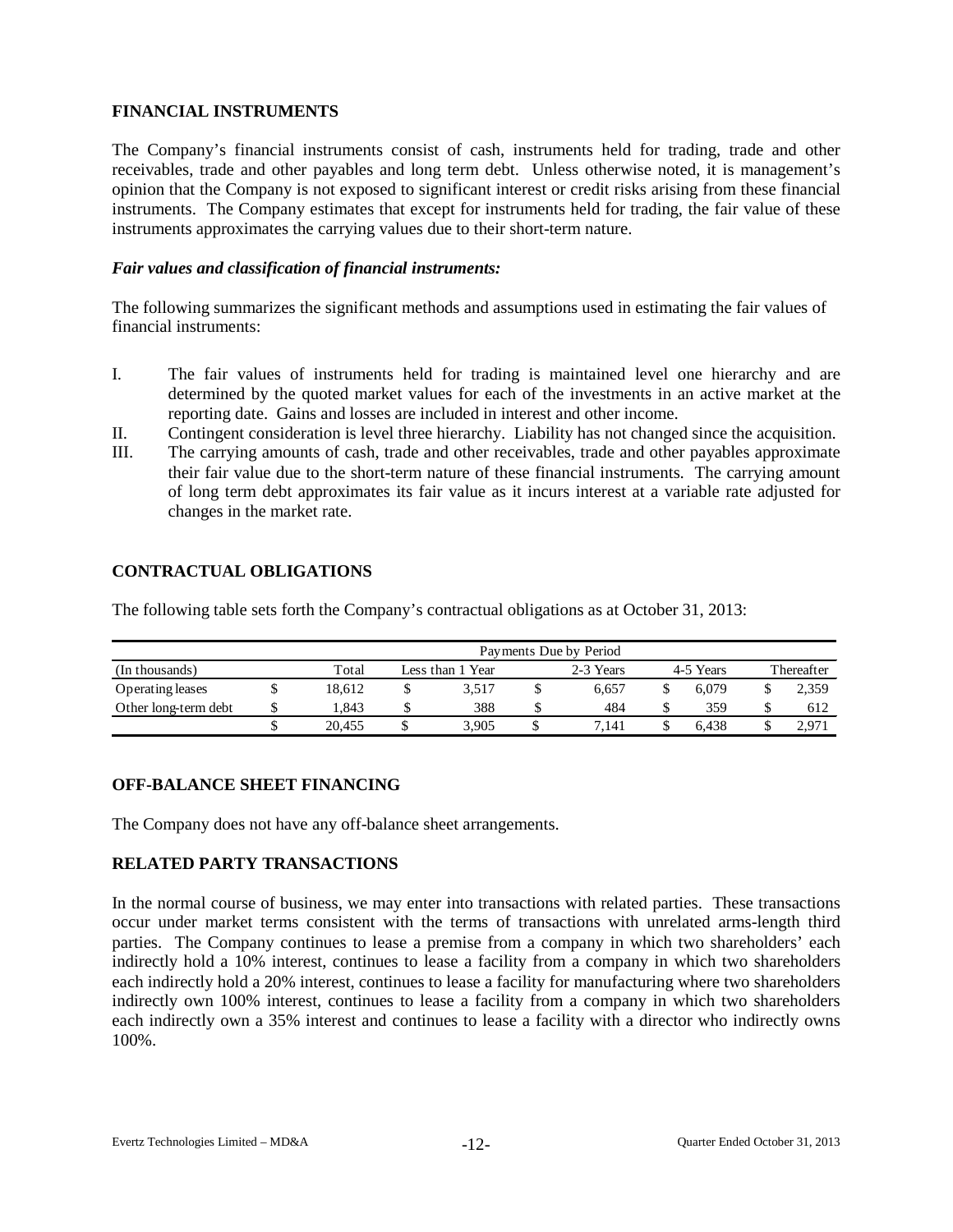## FINANCIAL INSTRUMENTS

The Company's financial instruments consist of cash, instruments held for trading, trade and other receivables, trade and other payables and long term debt. Unless otherwise noted, it is management's opinion that the Company is not exposed to significant interest or credit risks arising from these financial instruments. The Company estimates that except for instruments held for trading, the fair value of these instruments approximates the carrying values due to their short-term nature.

### *Fair values and classification of financial instruments:*

The following summarizes the significant methods and assumptions used in estimating the fair values of financial instruments:

I. The fair values of instruments held for trading is maintained level one hierarchy and are determined by the quoted market values for each of the investments in an active market at the reporting date. Gains and losses are included in interest and other income.

II. Contingent consideration is level three hierarchy. Liability has not changed since the acquisition.

III. The carrying amounts of cash, trade and other receivables, trade and other payables approximate their fair value due to the short-term nature of these financial instruments. The carrying amount of long term debt approximates its fair value as it incurs interest at a variable rate adjusted for changes in the market rate.

## CONTRACTUAL OBLIGATIONS

The following table sets forth the Company's contractual obligations as at October 31, 2013:

| | Payments Due by Period | | | | |
|---|---|---|---|---|---|
| (In thousands) | Total | Less than 1 Year | 2-3 Years | 4-5 Years | Thereafter |
| Operating leases | $ 18,612 | $ 3,517 | $ 6,657 | $ 6,079 | $ 2,359 |
| Other long-term debt | $ 1,843 | $ 388 | $ 484 | $ 359 | $ 612 |
| | $ 20,455 | $ 3,905 | $ 7,141 | $ 6,438 | $ 2,971 |

## OFF-BALANCE SHEET FINANCING

The Company does not have any off-balance sheet arrangements.

## RELATED PARTY TRANSACTIONS

In the normal course of business, we may enter into transactions with related parties. These transactions occur under market terms consistent with the terms of transactions with unrelated arms-length third parties. The Company continues to lease a premise from a company in which two shareholders' each indirectly hold a 10% interest, continues to lease a facility from a company in which two shareholders each indirectly hold a 20% interest, continues to lease a facility for manufacturing where two shareholders indirectly own 100% interest, continues to lease a facility from a company in which two shareholders each indirectly own a 35% interest and continues to lease a facility with a director who indirectly owns 100%.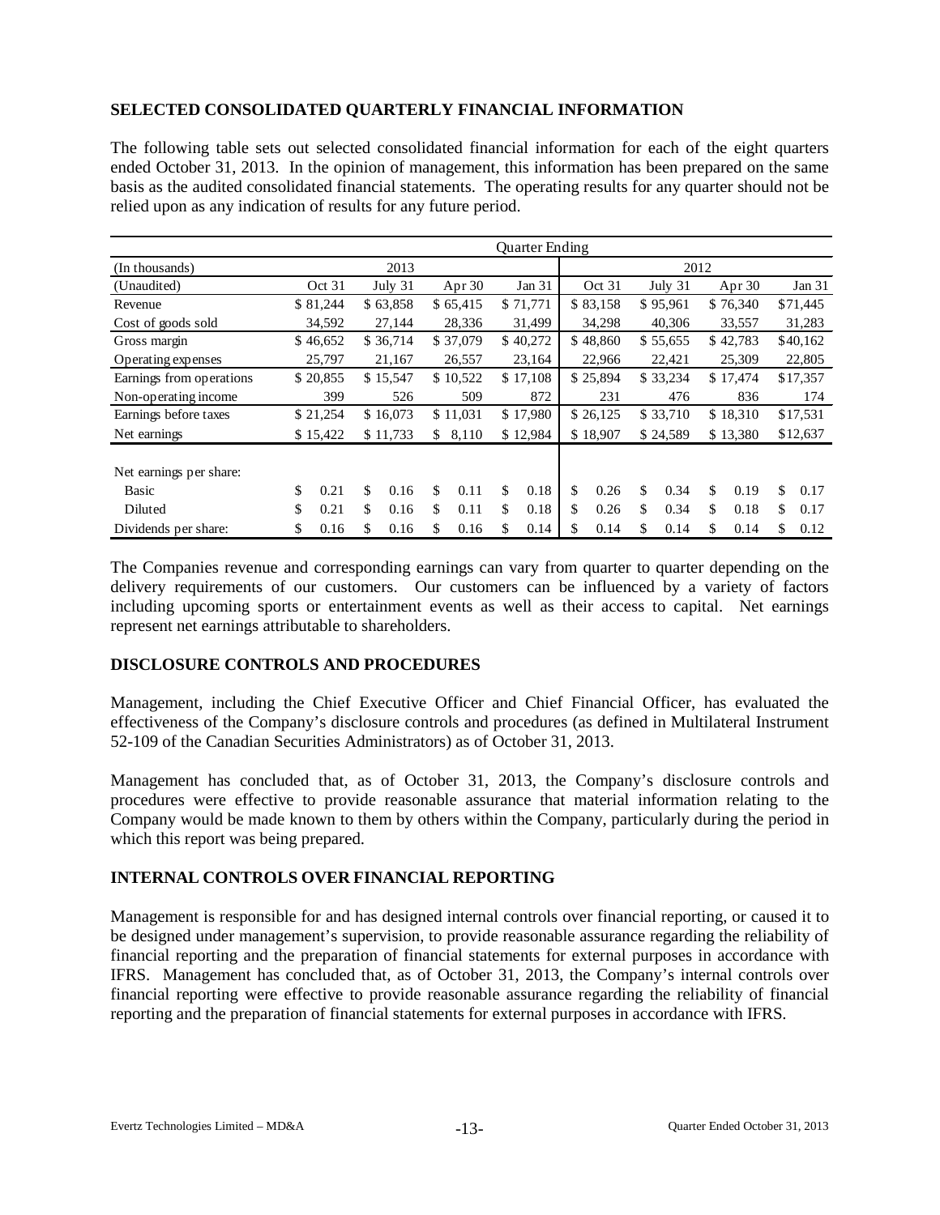## SELECTED CONSOLIDATED QUARTERLY FINANCIAL INFORMATION

The following table sets out selected consolidated financial information for each of the eight quarters ended October 31, 2013. In the opinion of management, this information has been prepared on the same basis as the audited consolidated financial statements. The operating results for any quarter should not be relied upon as any indication of results for any future period.

| | Quarter Ending | | | | | | | |
|---|---|---|---|---|---|---|---|---|
| (In thousands) | 2013 | | | | 2012 | | | |
| (Unaudited) | Oct 31 | July 31 | Apr 30 | Jan 31 | Oct 31 | July 31 | Apr 30 | Jan 31 |
| Revenue | $ 81,244 | $ 63,858 | $ 65,415 | $ 71,771 | $ 83,158 | $ 95,961 | $ 76,340 | $71,445 |
| Cost of goods sold | 34,592 | 27,144 | 28,336 | 31,499 | 34,298 | 40,306 | 33,557 | 31,283 |
| Gross margin | $ 46,652 | $ 36,714 | $ 37,079 | $ 40,272 | $ 48,860 | $ 55,655 | $ 42,783 | $40,162 |
| Operating expenses | 25,797 | 21,167 | 26,557 | 23,164 | 22,966 | 22,421 | 25,309 | 22,805 |
| Earnings from operations | $ 20,855 | $ 15,547 | $ 10,522 | $ 17,108 | $ 25,894 | $ 33,234 | $ 17,474 | $17,357 |
| Non-operating income | 399 | 526 | 509 | 872 | 231 | 476 | 836 | 174 |
| Earnings before taxes | $ 21,254 | $ 16,073 | $ 11,031 | $ 17,980 | $ 26,125 | $ 33,710 | $ 18,310 | $17,531 |
| Net earnings | $ 15,422 | $ 11,733 | $ 8,110 | $ 12,984 | $ 18,907 | $ 24,589 | $ 13,380 | $12,637 |
| Net earnings per share: | | | | | | | | |
| Basic | $ 0.21 | $ 0.16 | $ 0.11 | $ 0.18 | $ 0.26 | $ 0.34 | $ 0.19 | $ 0.17 |
| Diluted | $ 0.21 | $ 0.16 | $ 0.11 | $ 0.18 | $ 0.26 | $ 0.34 | $ 0.18 | $ 0.17 |
| Dividends per share: | $ 0.16 | $ 0.16 | $ 0.16 | $ 0.14 | $ 0.14 | $ 0.14 | $ 0.14 | $ 0.12 |

The Companies revenue and corresponding earnings can vary from quarter to quarter depending on the delivery requirements of our customers. Our customers can be influenced by a variety of factors including upcoming sports or entertainment events as well as their access to capital. Net earnings represent net earnings attributable to shareholders.

## DISCLOSURE CONTROLS AND PROCEDURES

Management, including the Chief Executive Officer and Chief Financial Officer, has evaluated the effectiveness of the Company's disclosure controls and procedures (as defined in Multilateral Instrument 52-109 of the Canadian Securities Administrators) as of October 31, 2013.

Management has concluded that, as of October 31, 2013, the Company's disclosure controls and procedures were effective to provide reasonable assurance that material information relating to the Company would be made known to them by others within the Company, particularly during the period in which this report was being prepared.

## INTERNAL CONTROLS OVER FINANCIAL REPORTING

Management is responsible for and has designed internal controls over financial reporting, or caused it to be designed under management's supervision, to provide reasonable assurance regarding the reliability of financial reporting and the preparation of financial statements for external purposes in accordance with IFRS. Management has concluded that, as of October 31, 2013, the Company's internal controls over financial reporting were effective to provide reasonable assurance regarding the reliability of financial reporting and the preparation of financial statements for external purposes in accordance with IFRS.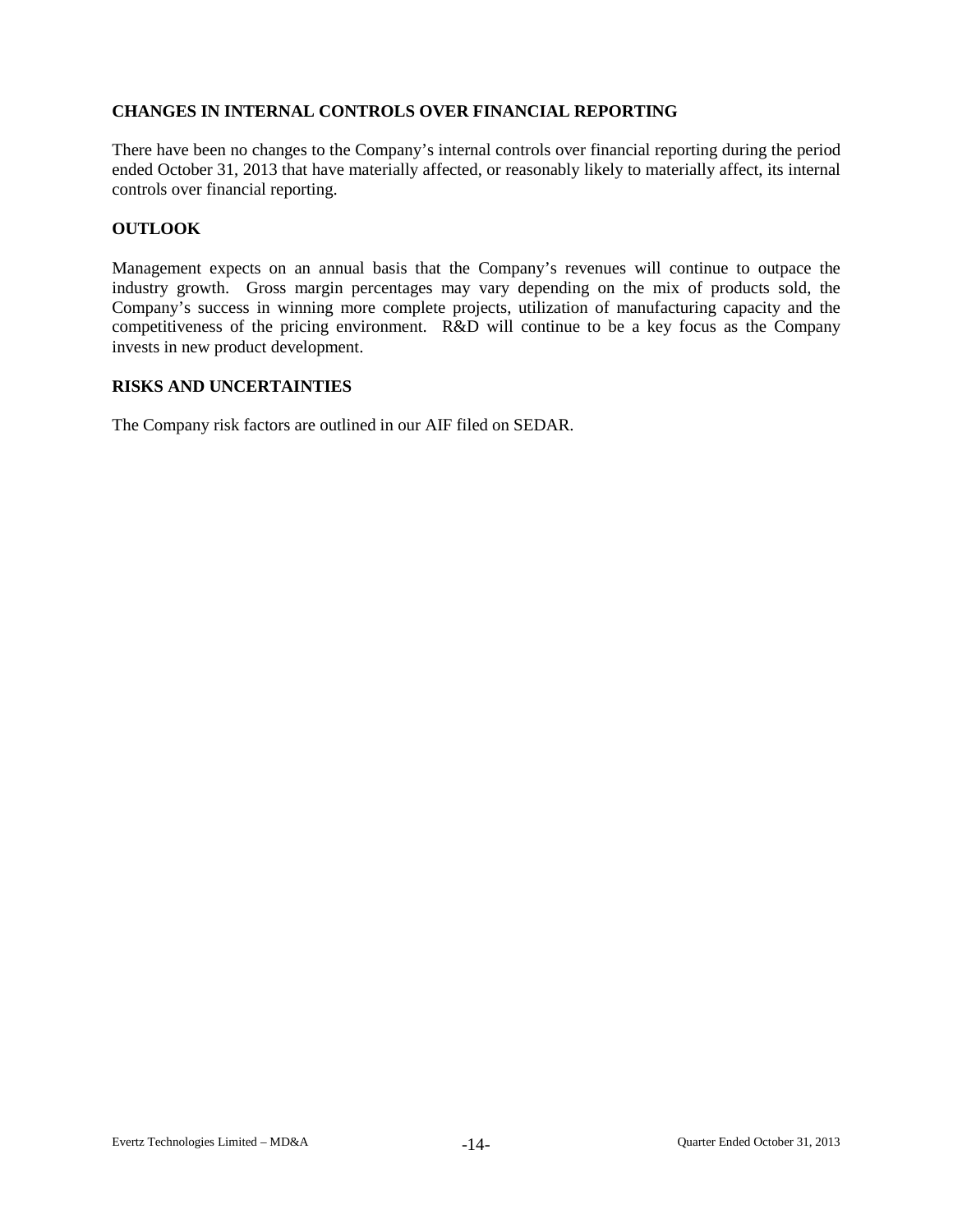## CHANGES IN INTERNAL CONTROLS OVER FINANCIAL REPORTING

There have been no changes to the Company's internal controls over financial reporting during the period ended October 31, 2013 that have materially affected, or reasonably likely to materially affect, its internal controls over financial reporting.

## OUTLOOK

Management expects on an annual basis that the Company's revenues will continue to outpace the industry growth. Gross margin percentages may vary depending on the mix of products sold, the Company's success in winning more complete projects, utilization of manufacturing capacity and the competitiveness of the pricing environment. R&D will continue to be a key focus as the Company invests in new product development.

## RISKS AND UNCERTAINTIES

The Company risk factors are outlined in our AIF filed on SEDAR.